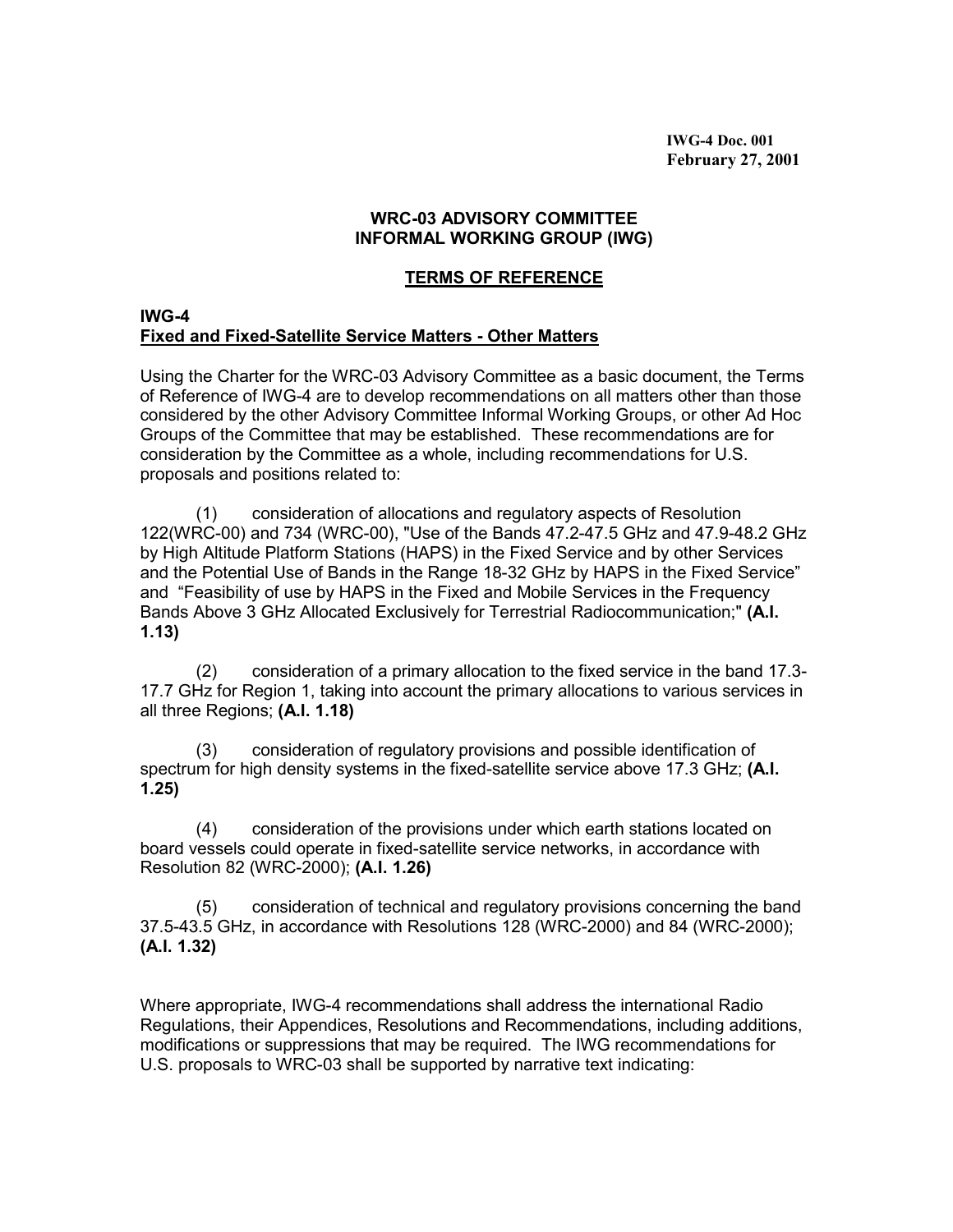**IWG-4 Doc. 001**
**February 27, 2001**

**WRC-03 ADVISORY COMMITTEE**
**INFORMAL WORKING GROUP (IWG)**

## TERMS OF REFERENCE

**IWG-4**
**Fixed and Fixed-Satellite Service Matters - Other Matters**

Using the Charter for the WRC-03 Advisory Committee as a basic document, the Terms of Reference of IWG-4 are to develop recommendations on all matters other than those considered by the other Advisory Committee Informal Working Groups, or other Ad Hoc Groups of the Committee that may be established. These recommendations are for consideration by the Committee as a whole, including recommendations for U.S. proposals and positions related to:

(1) consideration of allocations and regulatory aspects of Resolution 122(WRC-00) and 734 (WRC-00), "Use of the Bands 47.2-47.5 GHz and 47.9-48.2 GHz by High Altitude Platform Stations (HAPS) in the Fixed Service and by other Services and the Potential Use of Bands in the Range 18-32 GHz by HAPS in the Fixed Service" and "Feasibility of use by HAPS in the Fixed and Mobile Services in the Frequency Bands Above 3 GHz Allocated Exclusively for Terrestrial Radiocommunication;" **(A.I. 1.13)**

(2) consideration of a primary allocation to the fixed service in the band 17.3-17.7 GHz for Region 1, taking into account the primary allocations to various services in all three Regions; **(A.I. 1.18)**

(3) consideration of regulatory provisions and possible identification of spectrum for high density systems in the fixed-satellite service above 17.3 GHz; **(A.I. 1.25)**

(4) consideration of the provisions under which earth stations located on board vessels could operate in fixed-satellite service networks, in accordance with Resolution 82 (WRC-2000); **(A.I. 1.26)**

(5) consideration of technical and regulatory provisions concerning the band 37.5-43.5 GHz, in accordance with Resolutions 128 (WRC-2000) and 84 (WRC-2000); **(A.I. 1.32)**

Where appropriate, IWG-4 recommendations shall address the international Radio Regulations, their Appendices, Resolutions and Recommendations, including additions, modifications or suppressions that may be required. The IWG recommendations for U.S. proposals to WRC-03 shall be supported by narrative text indicating: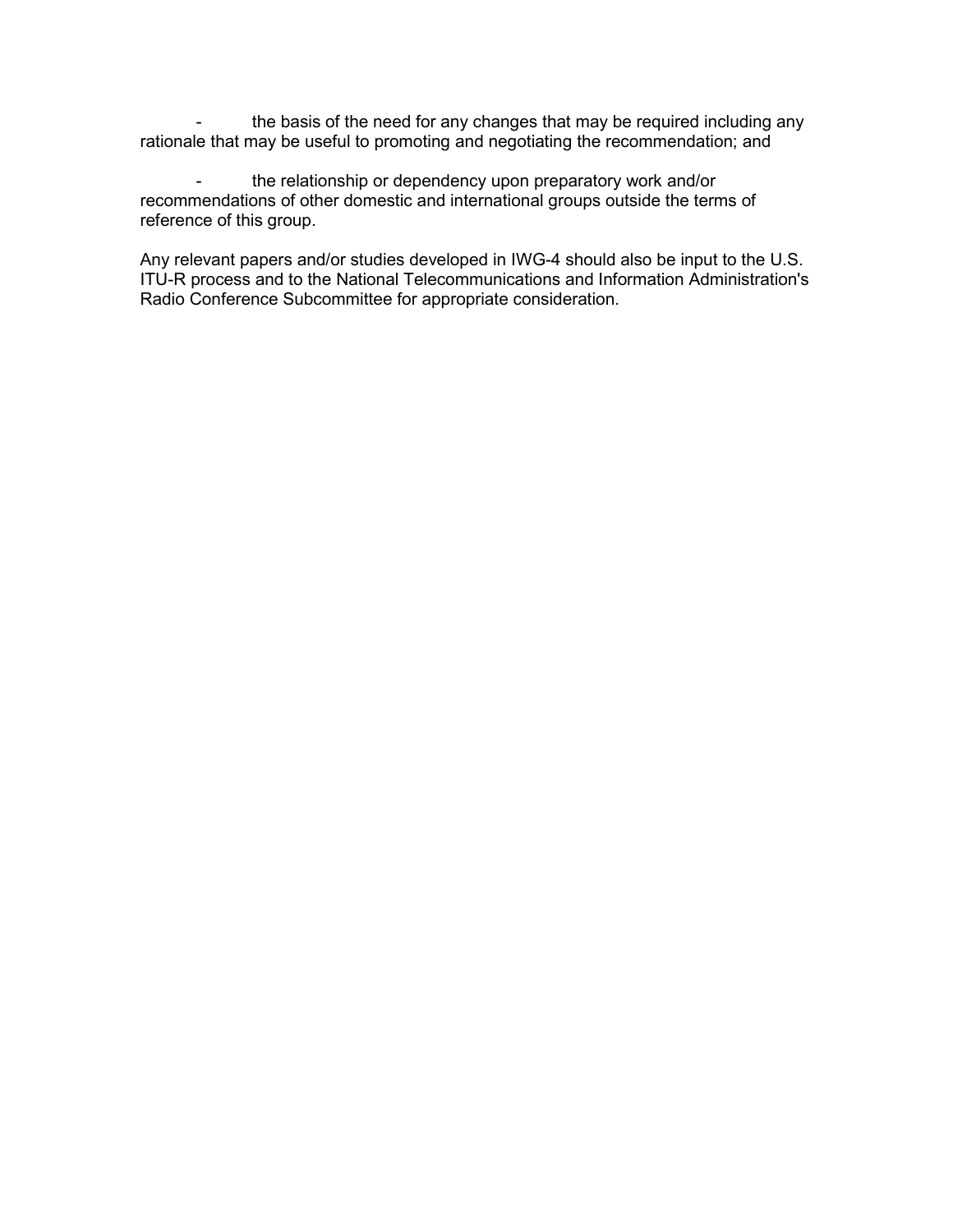- the basis of the need for any changes that may be required including any rationale that may be useful to promoting and negotiating the recommendation; and

- the relationship or dependency upon preparatory work and/or recommendations of other domestic and international groups outside the terms of reference of this group.

Any relevant papers and/or studies developed in IWG-4 should also be input to the U.S. ITU-R process and to the National Telecommunications and Information Administration's Radio Conference Subcommittee for appropriate consideration.